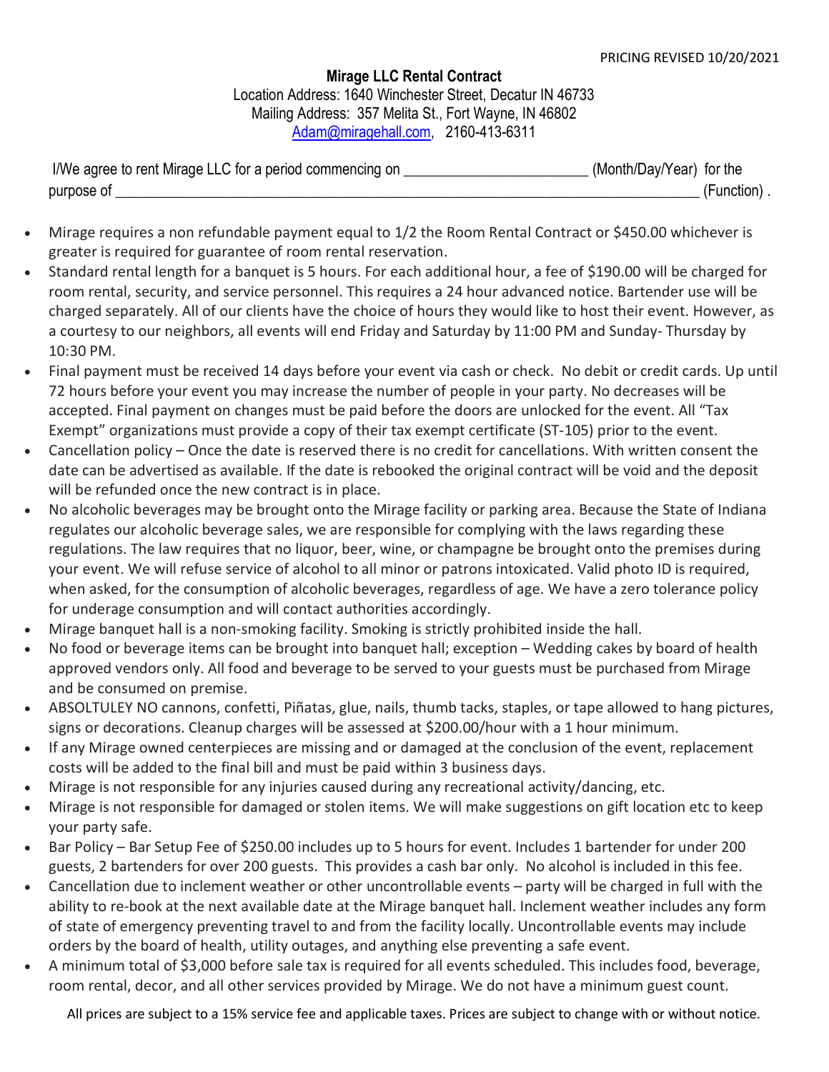PRICING REVISED 10/20/2021

**Mirage LLC Rental Contract**

Location Address: 1640 Winchester Street, Decatur IN 46733
Mailing Address: 357 Melita St., Fort Wayne, IN 46802
Adam@miragehall.com, 2160-413-6311

I/We agree to rent Mirage LLC for a period commencing on ________________________ (Month/Day/Year) for the purpose of ________________________________________________________________________________ (Function) .

- Mirage requires a non refundable payment equal to 1/2 the Room Rental Contract or $450.00 whichever is greater is required for guarantee of room rental reservation.
- Standard rental length for a banquet is 5 hours. For each additional hour, a fee of $190.00 will be charged for room rental, security, and service personnel. This requires a 24 hour advanced notice. Bartender use will be charged separately. All of our clients have the choice of hours they would like to host their event. However, as a courtesy to our neighbors, all events will end Friday and Saturday by 11:00 PM and Sunday- Thursday by 10:30 PM.
- Final payment must be received 14 days before your event via cash or check. No debit or credit cards. Up until 72 hours before your event you may increase the number of people in your party. No decreases will be accepted. Final payment on changes must be paid before the doors are unlocked for the event. All "Tax Exempt" organizations must provide a copy of their tax exempt certificate (ST-105) prior to the event.
- Cancellation policy – Once the date is reserved there is no credit for cancellations. With written consent the date can be advertised as available. If the date is rebooked the original contract will be void and the deposit will be refunded once the new contract is in place.
- No alcoholic beverages may be brought onto the Mirage facility or parking area. Because the State of Indiana regulates our alcoholic beverage sales, we are responsible for complying with the laws regarding these regulations. The law requires that no liquor, beer, wine, or champagne be brought onto the premises during your event. We will refuse service of alcohol to all minor or patrons intoxicated. Valid photo ID is required, when asked, for the consumption of alcoholic beverages, regardless of age. We have a zero tolerance policy for underage consumption and will contact authorities accordingly.
- Mirage banquet hall is a non-smoking facility. Smoking is strictly prohibited inside the hall.
- No food or beverage items can be brought into banquet hall; exception – Wedding cakes by board of health approved vendors only. All food and beverage to be served to your guests must be purchased from Mirage and be consumed on premise.
- ABSOLTULEY NO cannons, confetti, Piñatas, glue, nails, thumb tacks, staples, or tape allowed to hang pictures, signs or decorations. Cleanup charges will be assessed at $200.00/hour with a 1 hour minimum.
- If any Mirage owned centerpieces are missing and or damaged at the conclusion of the event, replacement costs will be added to the final bill and must be paid within 3 business days.
- Mirage is not responsible for any injuries caused during any recreational activity/dancing, etc.
- Mirage is not responsible for damaged or stolen items. We will make suggestions on gift location etc to keep your party safe.
- Bar Policy – Bar Setup Fee of $250.00 includes up to 5 hours for event. Includes 1 bartender for under 200 guests, 2 bartenders for over 200 guests. This provides a cash bar only. No alcohol is included in this fee.
- Cancellation due to inclement weather or other uncontrollable events – party will be charged in full with the ability to re-book at the next available date at the Mirage banquet hall. Inclement weather includes any form of state of emergency preventing travel to and from the facility locally. Uncontrollable events may include orders by the board of health, utility outages, and anything else preventing a safe event.
- A minimum total of $3,000 before sale tax is required for all events scheduled. This includes food, beverage, room rental, decor, and all other services provided by Mirage. We do not have a minimum guest count.

All prices are subject to a 15% service fee and applicable taxes. Prices are subject to change with or without notice.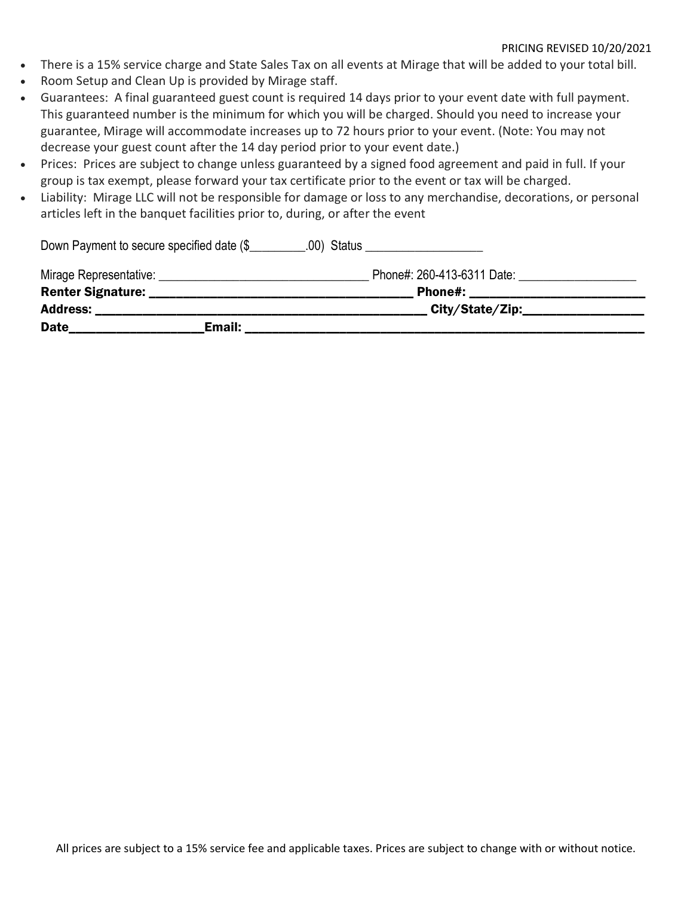PRICING REVISED 10/20/2021

- There is a 15% service charge and State Sales Tax on all events at Mirage that will be added to your total bill.
- Room Setup and Clean Up is provided by Mirage staff.
- Guarantees: A final guaranteed guest count is required 14 days prior to your event date with full payment. This guaranteed number is the minimum for which you will be charged. Should you need to increase your guarantee, Mirage will accommodate increases up to 72 hours prior to your event. (Note: You may not decrease your guest count after the 14 day period prior to your event date.)
- Prices: Prices are subject to change unless guaranteed by a signed food agreement and paid in full. If your group is tax exempt, please forward your tax certificate prior to the event or tax will be charged.
- Liability: Mirage LLC will not be responsible for damage or loss to any merchandise, decorations, or personal articles left in the banquet facilities prior to, during, or after the event

Down Payment to secure specified date ($_________.00) Status __________________

Mirage Representative: ________________________________ Phone#: 260-413-6311 Date: __________________

**Renter Signature: ____________________________________ Phone#: _________________________**

**Address: _____________________________________________ City/State/Zip:_________________**

**Date__________________Email: ________________________________________________________**

All prices are subject to a 15% service fee and applicable taxes. Prices are subject to change with or without notice.